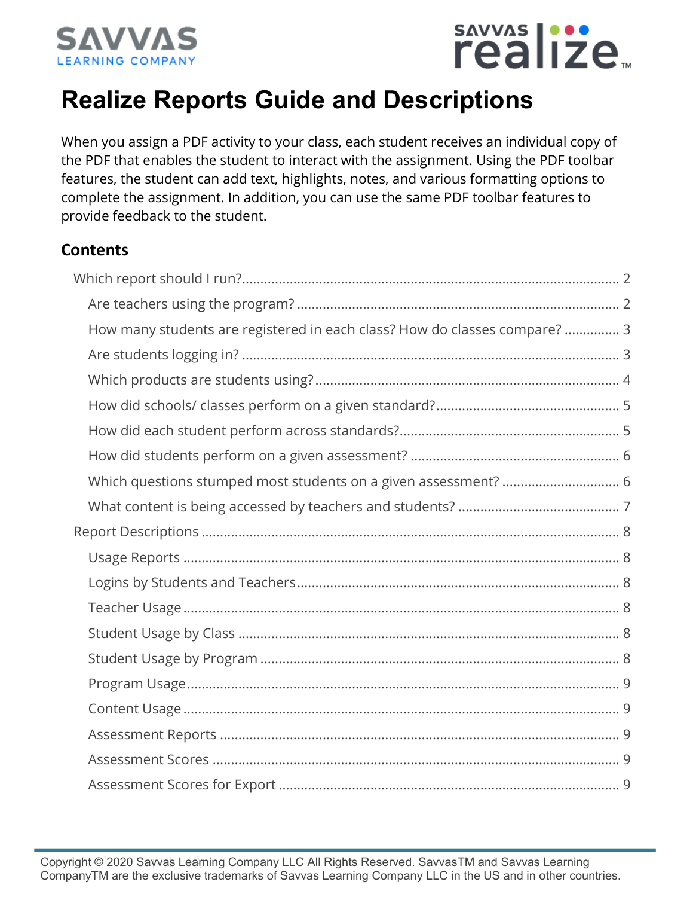# Realize Reports Guide and Descriptions

When you assign a PDF activity to your class, each student receives an individual copy of the PDF that enables the student to interact with the assignment. Using the PDF toolbar features, the student can add text, highlights, notes, and various formatting options to complete the assignment. In addition, you can use the same PDF toolbar features to provide feedback to the student.

## Contents

- Which report should I run? ..... 2
  - Are teachers using the program? ..... 2
  - How many students are registered in each class? How do classes compare? ..... 3
  - Are students logging in? ..... 3
  - Which products are students using? ..... 4
  - How did schools/ classes perform on a given standard? ..... 5
  - How did each student perform across standards? ..... 5
  - How did students perform on a given assessment? ..... 6
  - Which questions stumped most students on a given assessment? ..... 6
  - What content is being accessed by teachers and students? ..... 7
- Report Descriptions ..... 8
  - Usage Reports ..... 8
  - Logins by Students and Teachers ..... 8
  - Teacher Usage ..... 8
  - Student Usage by Class ..... 8
  - Student Usage by Program ..... 8
  - Program Usage ..... 9
  - Content Usage ..... 9
  - Assessment Reports ..... 9
  - Assessment Scores ..... 9
  - Assessment Scores for Export ..... 9

Copyright © 2020 Savvas Learning Company LLC All Rights Reserved. SavvasTM and Savvas Learning CompanyTM are the exclusive trademarks of Savvas Learning Company LLC in the US and in other countries.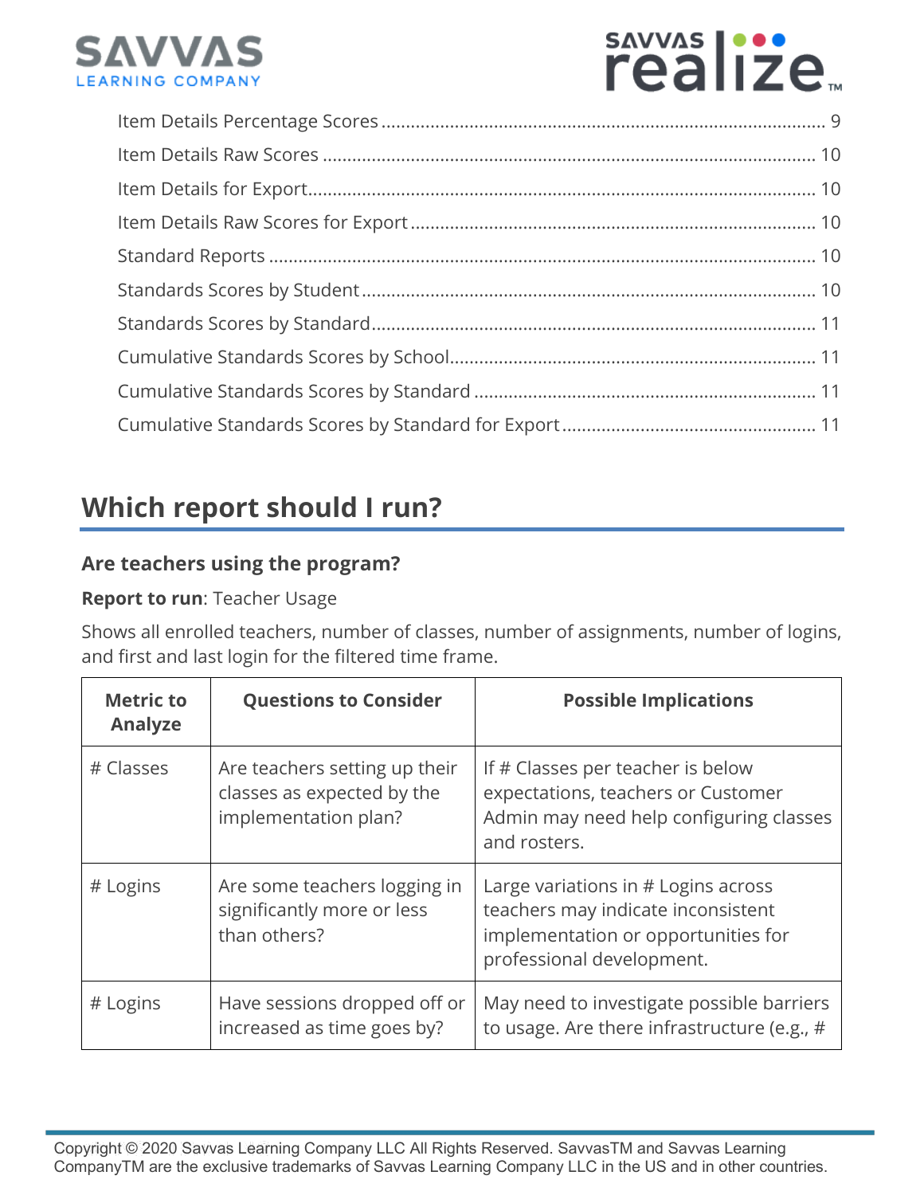Item Details Percentage Scores ........................................................................................ 9
Item Details Raw Scores ................................................................................................ 10
Item Details for Export.................................................................................................... 10
Item Details Raw Scores for Export ............................................................................... 10
Standard Reports ........................................................................................................... 10
Standards Scores by Student ......................................................................................... 10
Standards Scores by Standard ....................................................................................... 11
Cumulative Standards Scores by School........................................................................ 11
Cumulative Standards Scores by Standard .................................................................... 11
Cumulative Standards Scores by Standard for Export .................................................. 11

## Which report should I run?

### Are teachers using the program?

**Report to run**: Teacher Usage

Shows all enrolled teachers, number of classes, number of assignments, number of logins, and first and last login for the filtered time frame.

| Metric to Analyze | Questions to Consider | Possible Implications |
|---|---|---|
| # Classes | Are teachers setting up their classes as expected by the implementation plan? | If # Classes per teacher is below expectations, teachers or Customer Admin may need help configuring classes and rosters. |
| # Logins | Are some teachers logging in significantly more or less than others? | Large variations in # Logins across teachers may indicate inconsistent implementation or opportunities for professional development. |
| # Logins | Have sessions dropped off or increased as time goes by? | May need to investigate possible barriers to usage. Are there infrastructure (e.g., # |

Copyright © 2020 Savvas Learning Company LLC All Rights Reserved. SavvasTM and Savvas Learning CompanyTM are the exclusive trademarks of Savvas Learning Company LLC in the US and in other countries.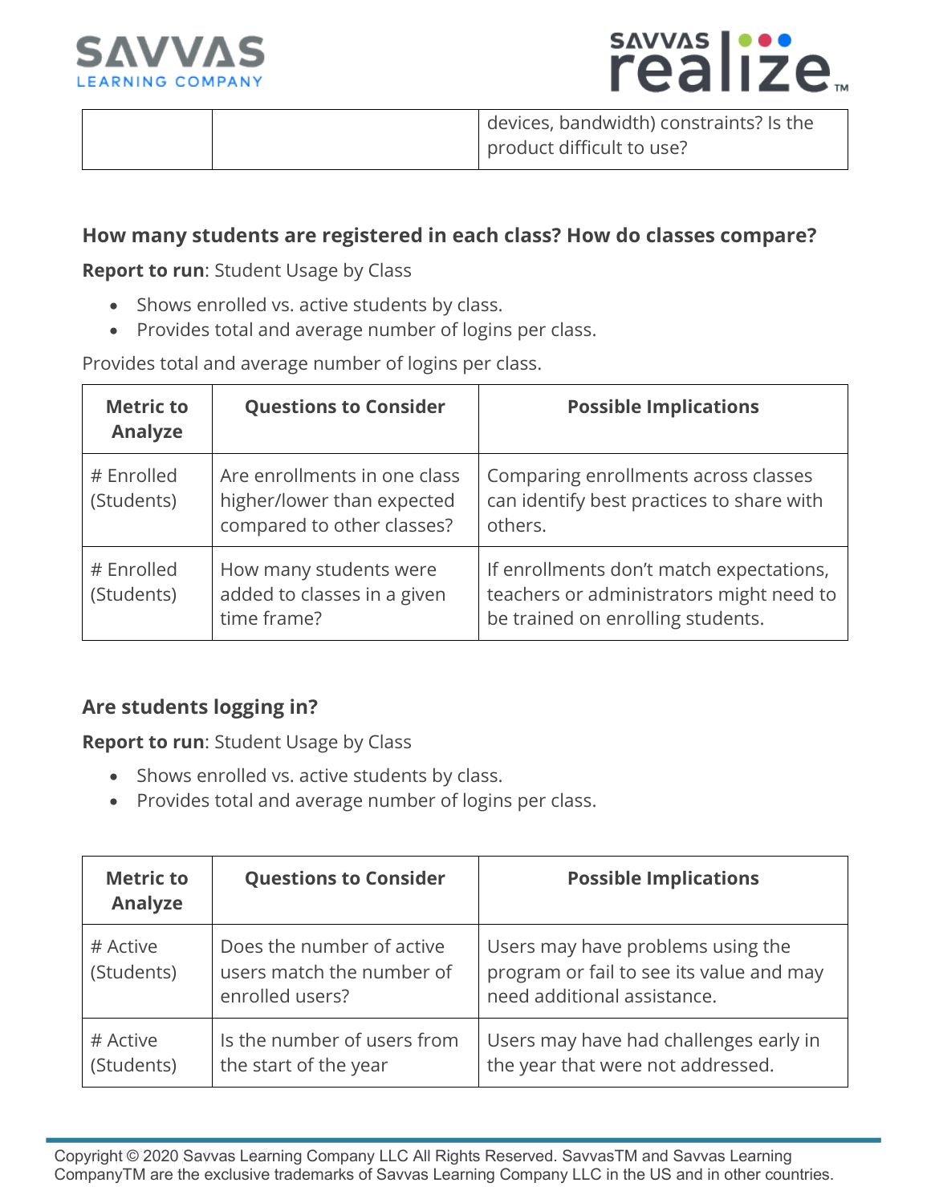| | | devices, bandwidth) constraints? Is the product difficult to use? |
|---|---|---|

### How many students are registered in each class? How do classes compare?

**Report to run**: Student Usage by Class

- Shows enrolled vs. active students by class.
- Provides total and average number of logins per class.

Provides total and average number of logins per class.

| Metric to Analyze | Questions to Consider | Possible Implications |
|---|---|---|
| # Enrolled (Students) | Are enrollments in one class higher/lower than expected compared to other classes? | Comparing enrollments across classes can identify best practices to share with others. |
| # Enrolled (Students) | How many students were added to classes in a given time frame? | If enrollments don't match expectations, teachers or administrators might need to be trained on enrolling students. |

### Are students logging in?

**Report to run**: Student Usage by Class

- Shows enrolled vs. active students by class.
- Provides total and average number of logins per class.

| Metric to Analyze | Questions to Consider | Possible Implications |
|---|---|---|
| # Active (Students) | Does the number of active users match the number of enrolled users? | Users may have problems using the program or fail to see its value and may need additional assistance. |
| # Active (Students) | Is the number of users from the start of the year | Users may have had challenges early in the year that were not addressed. |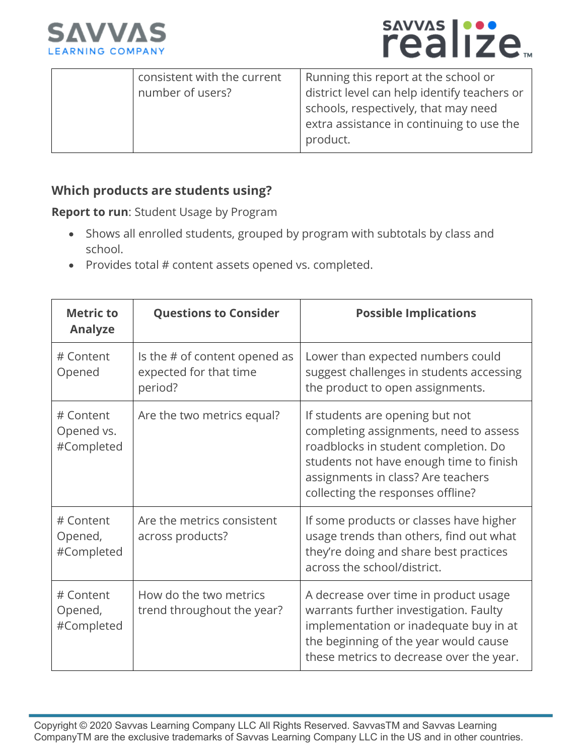| | consistent with the current number of users? | Running this report at the school or district level can help identify teachers or schools, respectively, that may need extra assistance in continuing to use the product. |
|---|---|---|

### Which products are students using?

**Report to run**: Student Usage by Program

- Shows all enrolled students, grouped by program with subtotals by class and school.
- Provides total # content assets opened vs. completed.

| Metric to Analyze | Questions to Consider | Possible Implications |
|---|---|---|
| # Content Opened | Is the # of content opened as expected for that time period? | Lower than expected numbers could suggest challenges in students accessing the product to open assignments. |
| # Content Opened vs. #Completed | Are the two metrics equal? | If students are opening but not completing assignments, need to assess roadblocks in student completion. Do students not have enough time to finish assignments in class? Are teachers collecting the responses offline? |
| # Content Opened, #Completed | Are the metrics consistent across products? | If some products or classes have higher usage trends than others, find out what they're doing and share best practices across the school/district. |
| # Content Opened, #Completed | How do the two metrics trend throughout the year? | A decrease over time in product usage warrants further investigation. Faulty implementation or inadequate buy in at the beginning of the year would cause these metrics to decrease over the year. |

Copyright © 2020 Savvas Learning Company LLC All Rights Reserved. SavvasTM and Savvas Learning CompanyTM are the exclusive trademarks of Savvas Learning Company LLC in the US and in other countries.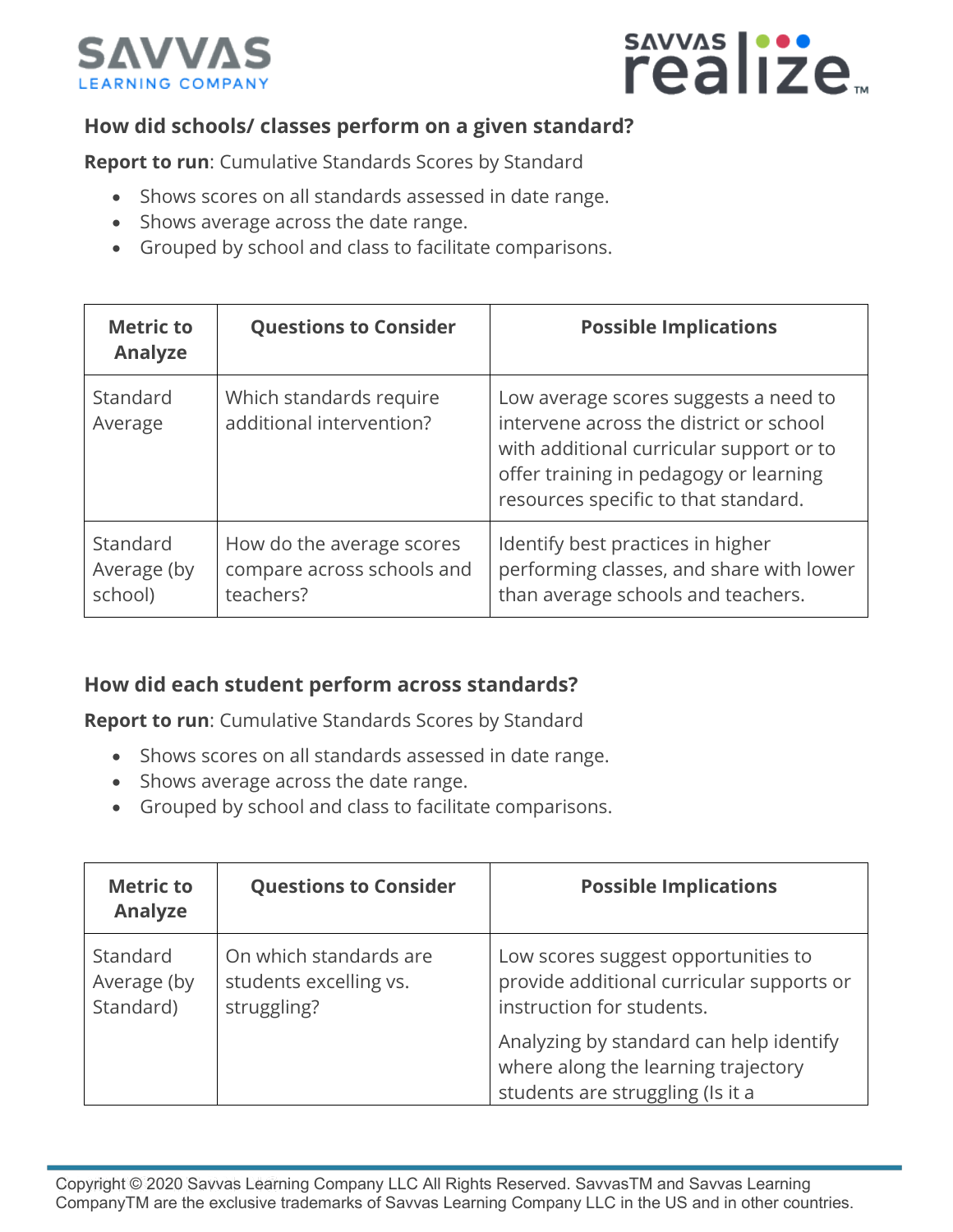### How did schools/ classes perform on a given standard?

**Report to run**: Cumulative Standards Scores by Standard

- Shows scores on all standards assessed in date range.
- Shows average across the date range.
- Grouped by school and class to facilitate comparisons.

| Metric to Analyze | Questions to Consider | Possible Implications |
|---|---|---|
| Standard Average | Which standards require additional intervention? | Low average scores suggests a need to intervene across the district or school with additional curricular support or to offer training in pedagogy or learning resources specific to that standard. |
| Standard Average (by school) | How do the average scores compare across schools and teachers? | Identify best practices in higher performing classes, and share with lower than average schools and teachers. |

### How did each student perform across standards?

**Report to run**: Cumulative Standards Scores by Standard

- Shows scores on all standards assessed in date range.
- Shows average across the date range.
- Grouped by school and class to facilitate comparisons.

| Metric to Analyze | Questions to Consider | Possible Implications |
|---|---|---|
| Standard Average (by Standard) | On which standards are students excelling vs. struggling? | Low scores suggest opportunities to provide additional curricular supports or instruction for students.<br><br>Analyzing by standard can help identify where along the learning trajectory students are struggling (Is it a |

Copyright © 2020 Savvas Learning Company LLC All Rights Reserved. SavvasTM and Savvas Learning CompanyTM are the exclusive trademarks of Savvas Learning Company LLC in the US and in other countries.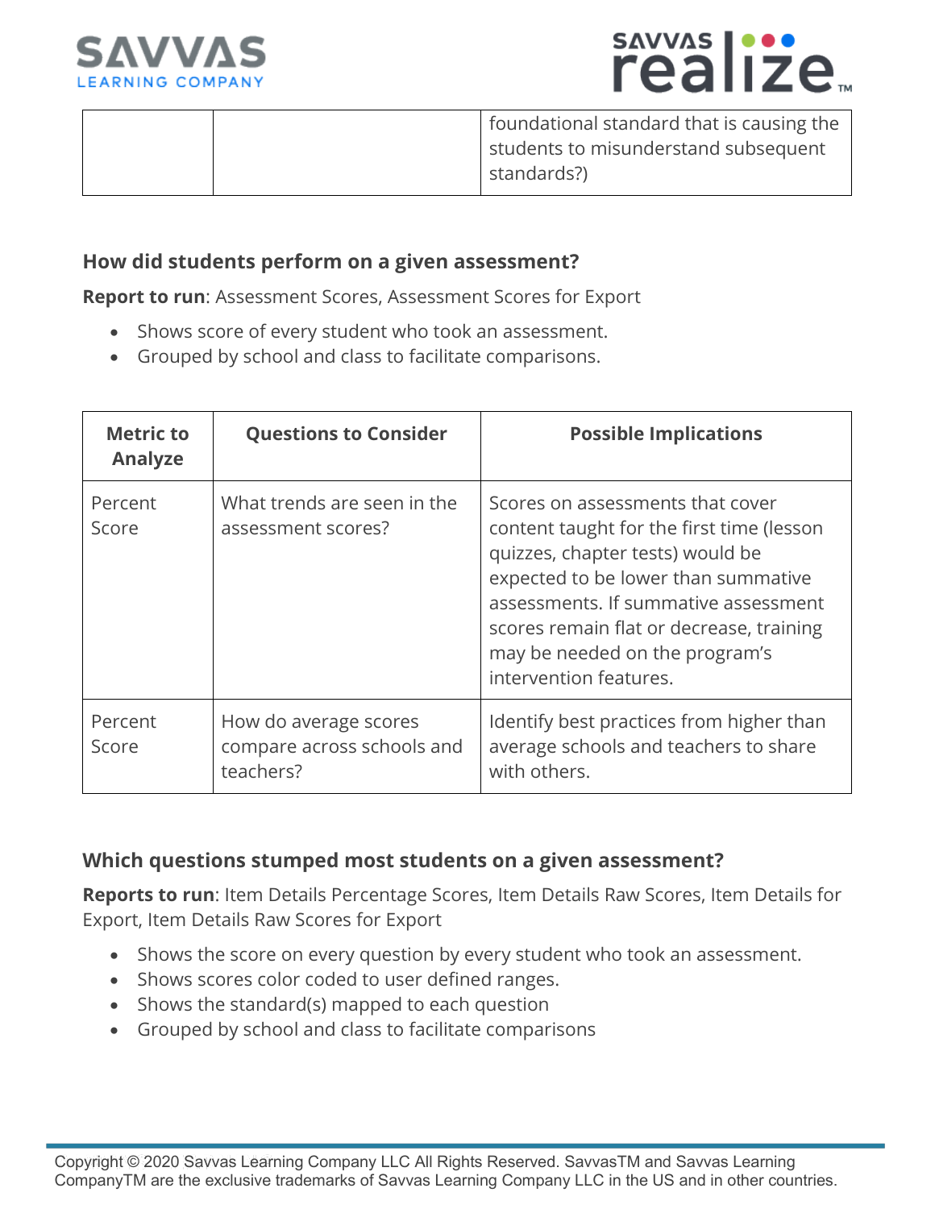| | | foundational standard that is causing the students to misunderstand subsequent standards?) |
|---|---|---|

### How did students perform on a given assessment?

**Report to run**: Assessment Scores, Assessment Scores for Export

- Shows score of every student who took an assessment.
- Grouped by school and class to facilitate comparisons.

| Metric to Analyze | Questions to Consider | Possible Implications |
|---|---|---|
| Percent Score | What trends are seen in the assessment scores? | Scores on assessments that cover content taught for the first time (lesson quizzes, chapter tests) would be expected to be lower than summative assessments. If summative assessment scores remain flat or decrease, training may be needed on the program's intervention features. |
| Percent Score | How do average scores compare across schools and teachers? | Identify best practices from higher than average schools and teachers to share with others. |

### Which questions stumped most students on a given assessment?

**Reports to run**: Item Details Percentage Scores, Item Details Raw Scores, Item Details for Export, Item Details Raw Scores for Export

- Shows the score on every question by every student who took an assessment.
- Shows scores color coded to user defined ranges.
- Shows the standard(s) mapped to each question
- Grouped by school and class to facilitate comparisons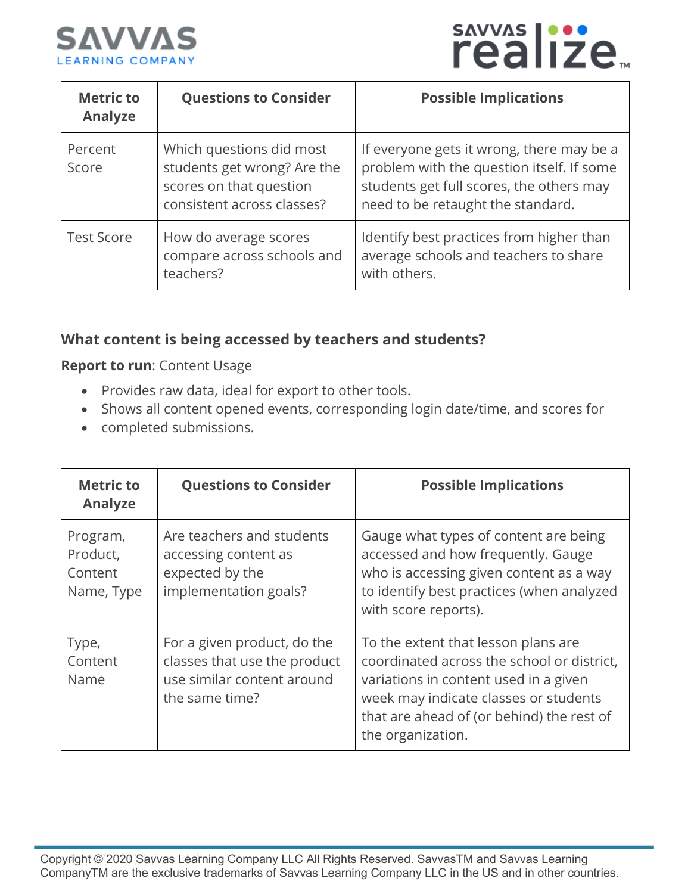| Metric to Analyze | Questions to Consider | Possible Implications |
| --- | --- | --- |
| Percent Score | Which questions did most students get wrong? Are the scores on that question consistent across classes? | If everyone gets it wrong, there may be a problem with the question itself. If some students get full scores, the others may need to be retaught the standard. |
| Test Score | How do average scores compare across schools and teachers? | Identify best practices from higher than average schools and teachers to share with others. |

### What content is being accessed by teachers and students?

**Report to run**: Content Usage

- Provides raw data, ideal for export to other tools.
- Shows all content opened events, corresponding login date/time, and scores for
- completed submissions.

| Metric to Analyze | Questions to Consider | Possible Implications |
| --- | --- | --- |
| Program, Product, Content Name, Type | Are teachers and students accessing content as expected by the implementation goals? | Gauge what types of content are being accessed and how frequently. Gauge who is accessing given content as a way to identify best practices (when analyzed with score reports). |
| Type, Content Name | For a given product, do the classes that use the product use similar content around the same time? | To the extent that lesson plans are coordinated across the school or district, variations in content used in a given week may indicate classes or students that are ahead of (or behind) the rest of the organization. |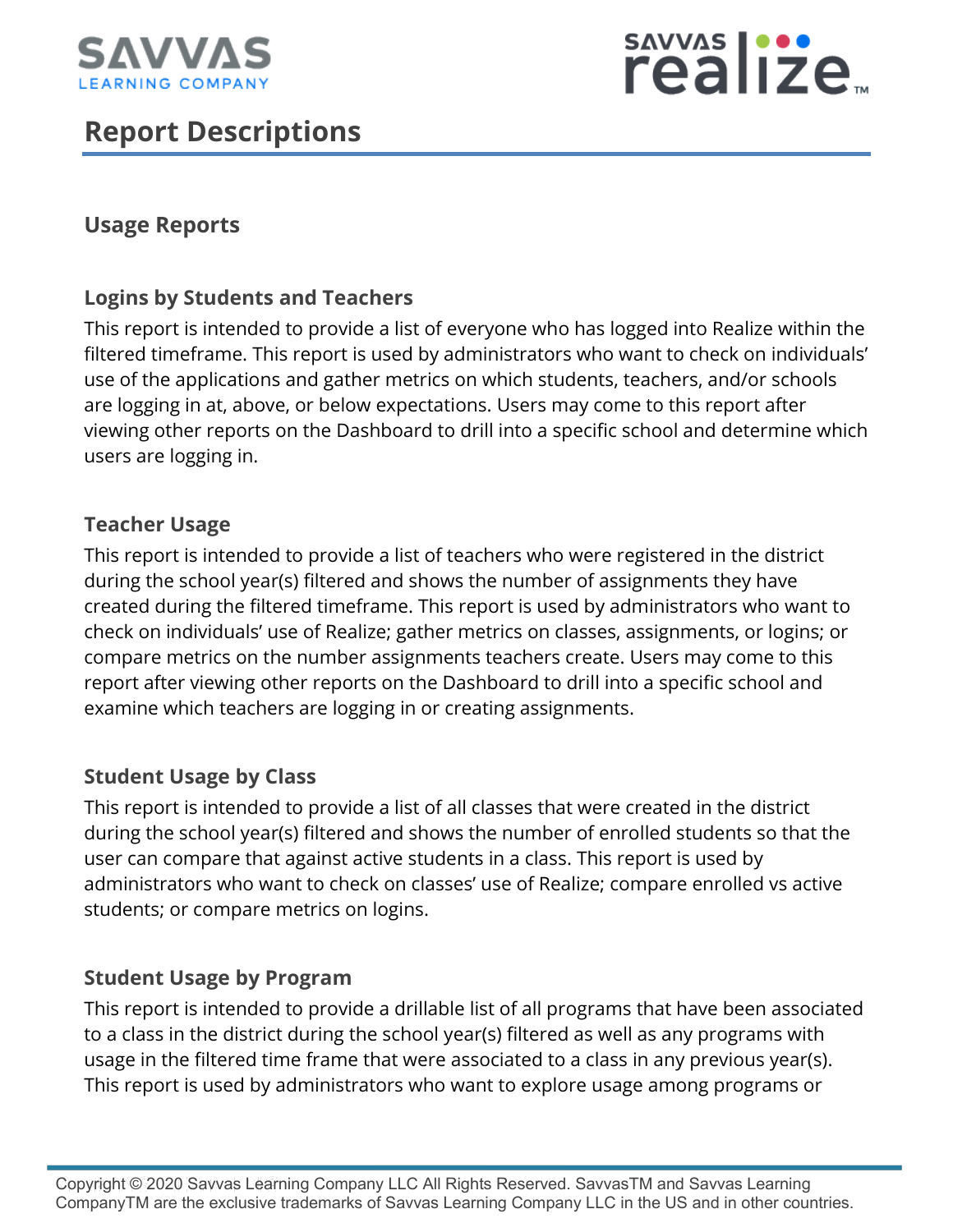## Report Descriptions

### Usage Reports

#### Logins by Students and Teachers

This report is intended to provide a list of everyone who has logged into Realize within the filtered timeframe. This report is used by administrators who want to check on individuals' use of the applications and gather metrics on which students, teachers, and/or schools are logging in at, above, or below expectations. Users may come to this report after viewing other reports on the Dashboard to drill into a specific school and determine which users are logging in.

#### Teacher Usage

This report is intended to provide a list of teachers who were registered in the district during the school year(s) filtered and shows the number of assignments they have created during the filtered timeframe. This report is used by administrators who want to check on individuals' use of Realize; gather metrics on classes, assignments, or logins; or compare metrics on the number assignments teachers create. Users may come to this report after viewing other reports on the Dashboard to drill into a specific school and examine which teachers are logging in or creating assignments.

#### Student Usage by Class

This report is intended to provide a list of all classes that were created in the district during the school year(s) filtered and shows the number of enrolled students so that the user can compare that against active students in a class. This report is used by administrators who want to check on classes' use of Realize; compare enrolled vs active students; or compare metrics on logins.

#### Student Usage by Program

This report is intended to provide a drillable list of all programs that have been associated to a class in the district during the school year(s) filtered as well as any programs with usage in the filtered time frame that were associated to a class in any previous year(s). This report is used by administrators who want to explore usage among programs or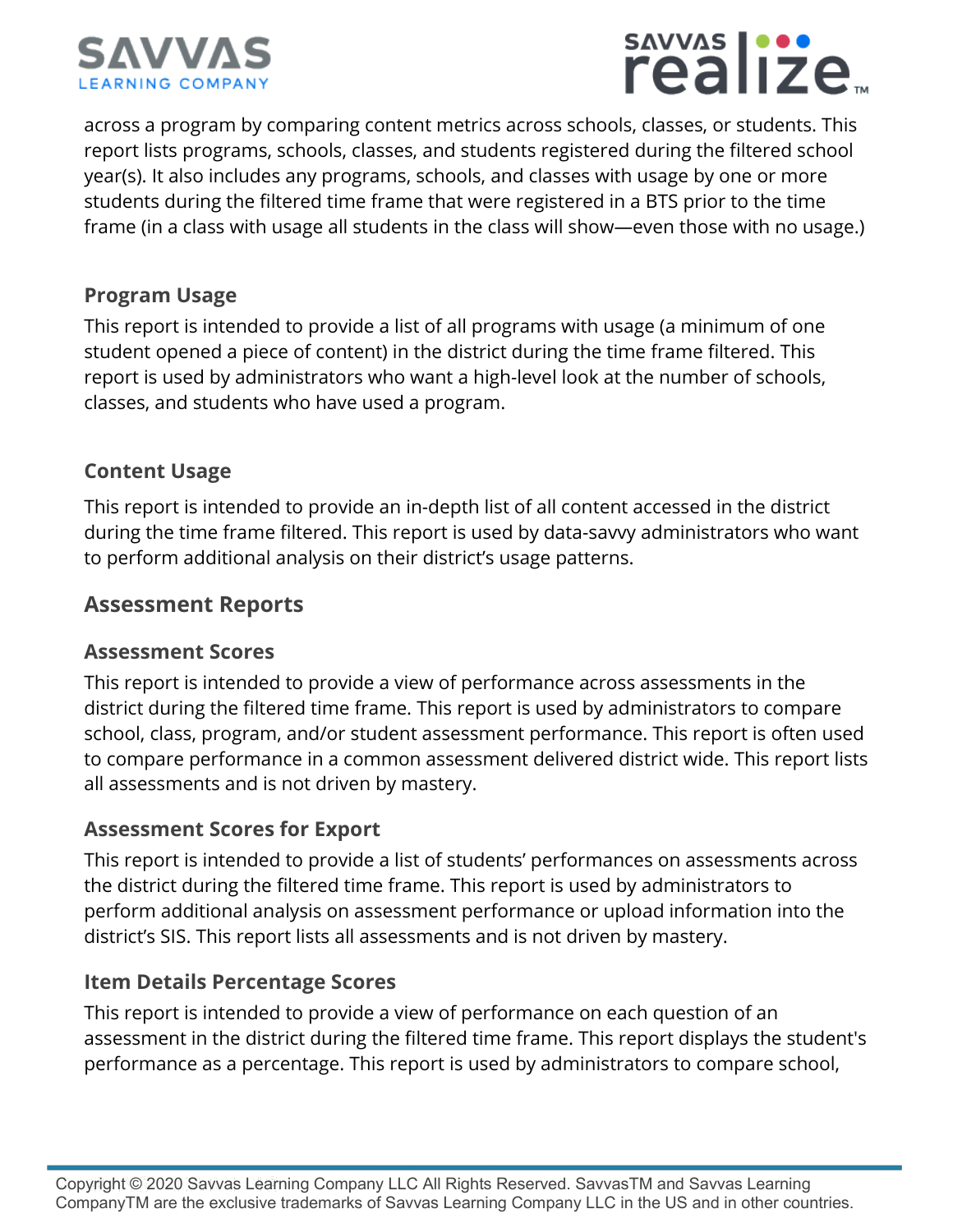across a program by comparing content metrics across schools, classes, or students. This report lists programs, schools, classes, and students registered during the filtered school year(s). It also includes any programs, schools, and classes with usage by one or more students during the filtered time frame that were registered in a BTS prior to the time frame (in a class with usage all students in the class will show—even those with no usage.)

### Program Usage

This report is intended to provide a list of all programs with usage (a minimum of one student opened a piece of content) in the district during the time frame filtered. This report is used by administrators who want a high-level look at the number of schools, classes, and students who have used a program.

### Content Usage

This report is intended to provide an in-depth list of all content accessed in the district during the time frame filtered. This report is used by data-savvy administrators who want to perform additional analysis on their district's usage patterns.

## Assessment Reports

### Assessment Scores

This report is intended to provide a view of performance across assessments in the district during the filtered time frame. This report is used by administrators to compare school, class, program, and/or student assessment performance. This report is often used to compare performance in a common assessment delivered district wide. This report lists all assessments and is not driven by mastery.

### Assessment Scores for Export

This report is intended to provide a list of students' performances on assessments across the district during the filtered time frame. This report is used by administrators to perform additional analysis on assessment performance or upload information into the district's SIS. This report lists all assessments and is not driven by mastery.

### Item Details Percentage Scores

This report is intended to provide a view of performance on each question of an assessment in the district during the filtered time frame. This report displays the student's performance as a percentage. This report is used by administrators to compare school,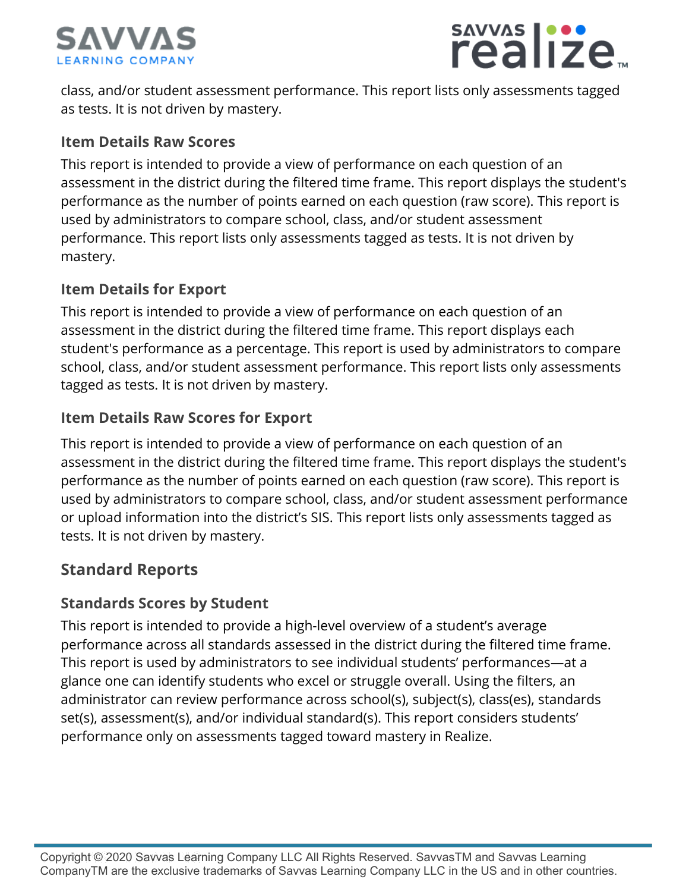class, and/or student assessment performance. This report lists only assessments tagged as tests. It is not driven by mastery.

### Item Details Raw Scores

This report is intended to provide a view of performance on each question of an assessment in the district during the filtered time frame. This report displays the student's performance as the number of points earned on each question (raw score). This report is used by administrators to compare school, class, and/or student assessment performance. This report lists only assessments tagged as tests. It is not driven by mastery.

### Item Details for Export

This report is intended to provide a view of performance on each question of an assessment in the district during the filtered time frame. This report displays each student's performance as a percentage. This report is used by administrators to compare school, class, and/or student assessment performance. This report lists only assessments tagged as tests. It is not driven by mastery.

### Item Details Raw Scores for Export

This report is intended to provide a view of performance on each question of an assessment in the district during the filtered time frame. This report displays the student's performance as the number of points earned on each question (raw score). This report is used by administrators to compare school, class, and/or student assessment performance or upload information into the district's SIS. This report lists only assessments tagged as tests. It is not driven by mastery.

## Standard Reports

### Standards Scores by Student

This report is intended to provide a high-level overview of a student's average performance across all standards assessed in the district during the filtered time frame. This report is used by administrators to see individual students' performances—at a glance one can identify students who excel or struggle overall. Using the filters, an administrator can review performance across school(s), subject(s), class(es), standards set(s), assessment(s), and/or individual standard(s). This report considers students' performance only on assessments tagged toward mastery in Realize.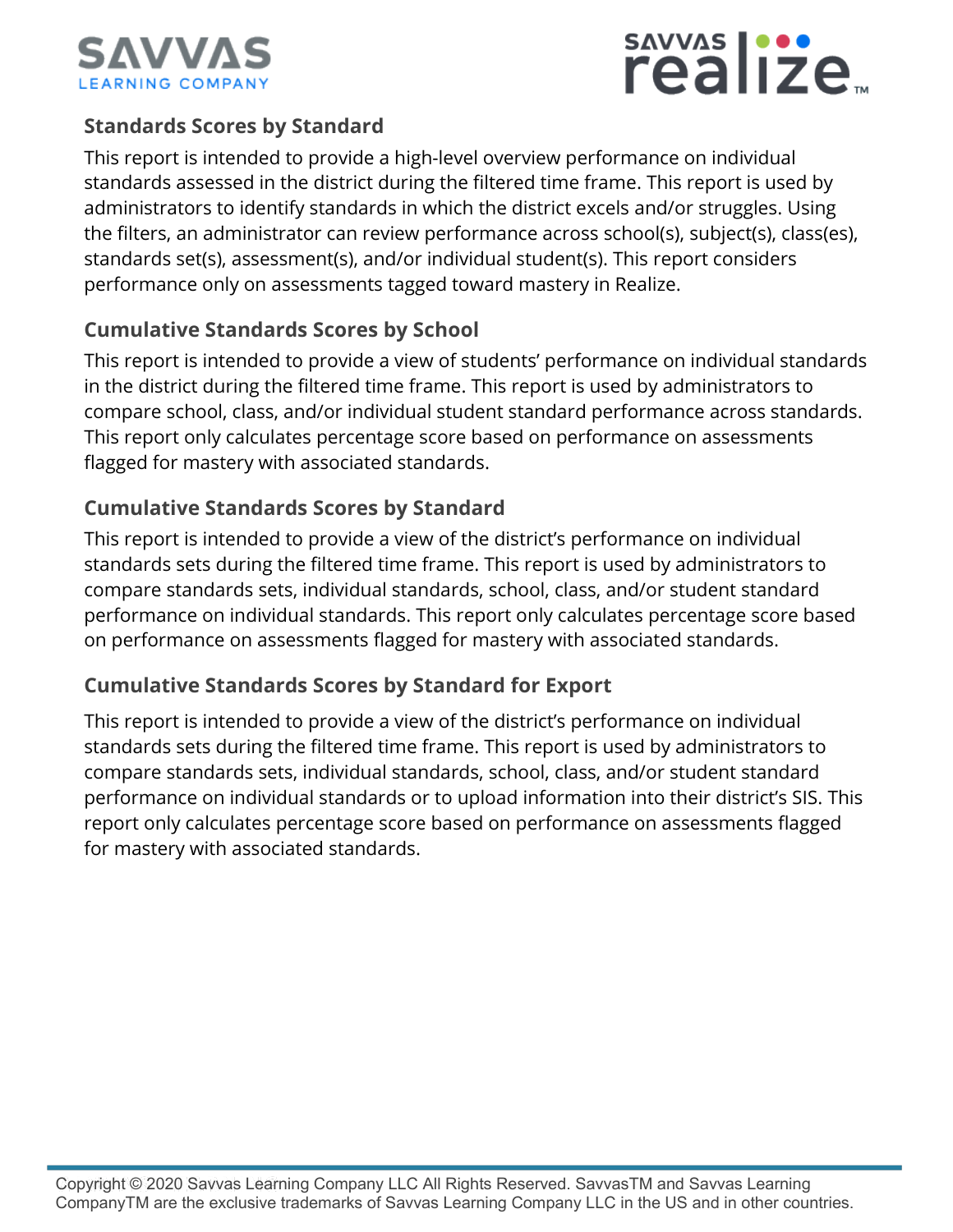## Standards Scores by Standard

This report is intended to provide a high-level overview performance on individual standards assessed in the district during the filtered time frame. This report is used by administrators to identify standards in which the district excels and/or struggles. Using the filters, an administrator can review performance across school(s), subject(s), class(es), standards set(s), assessment(s), and/or individual student(s). This report considers performance only on assessments tagged toward mastery in Realize.

## Cumulative Standards Scores by School

This report is intended to provide a view of students' performance on individual standards in the district during the filtered time frame. This report is used by administrators to compare school, class, and/or individual student standard performance across standards. This report only calculates percentage score based on performance on assessments flagged for mastery with associated standards.

## Cumulative Standards Scores by Standard

This report is intended to provide a view of the district's performance on individual standards sets during the filtered time frame. This report is used by administrators to compare standards sets, individual standards, school, class, and/or student standard performance on individual standards. This report only calculates percentage score based on performance on assessments flagged for mastery with associated standards.

## Cumulative Standards Scores by Standard for Export

This report is intended to provide a view of the district's performance on individual standards sets during the filtered time frame. This report is used by administrators to compare standards sets, individual standards, school, class, and/or student standard performance on individual standards or to upload information into their district's SIS. This report only calculates percentage score based on performance on assessments flagged for mastery with associated standards.